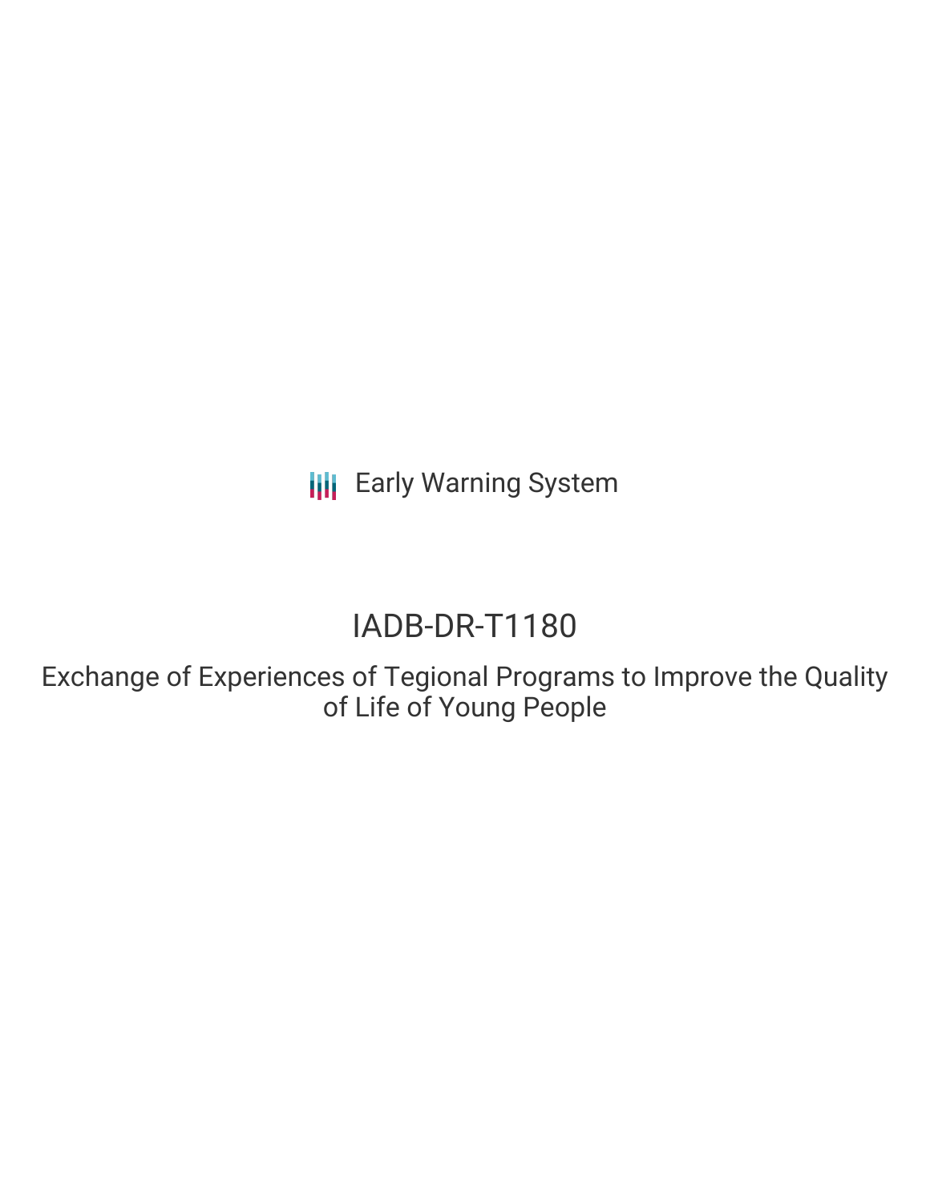Early Warning System

# IADB-DR-T1180

## Exchange of Experiences of Tegional Programs to Improve the Quality of Life of Young People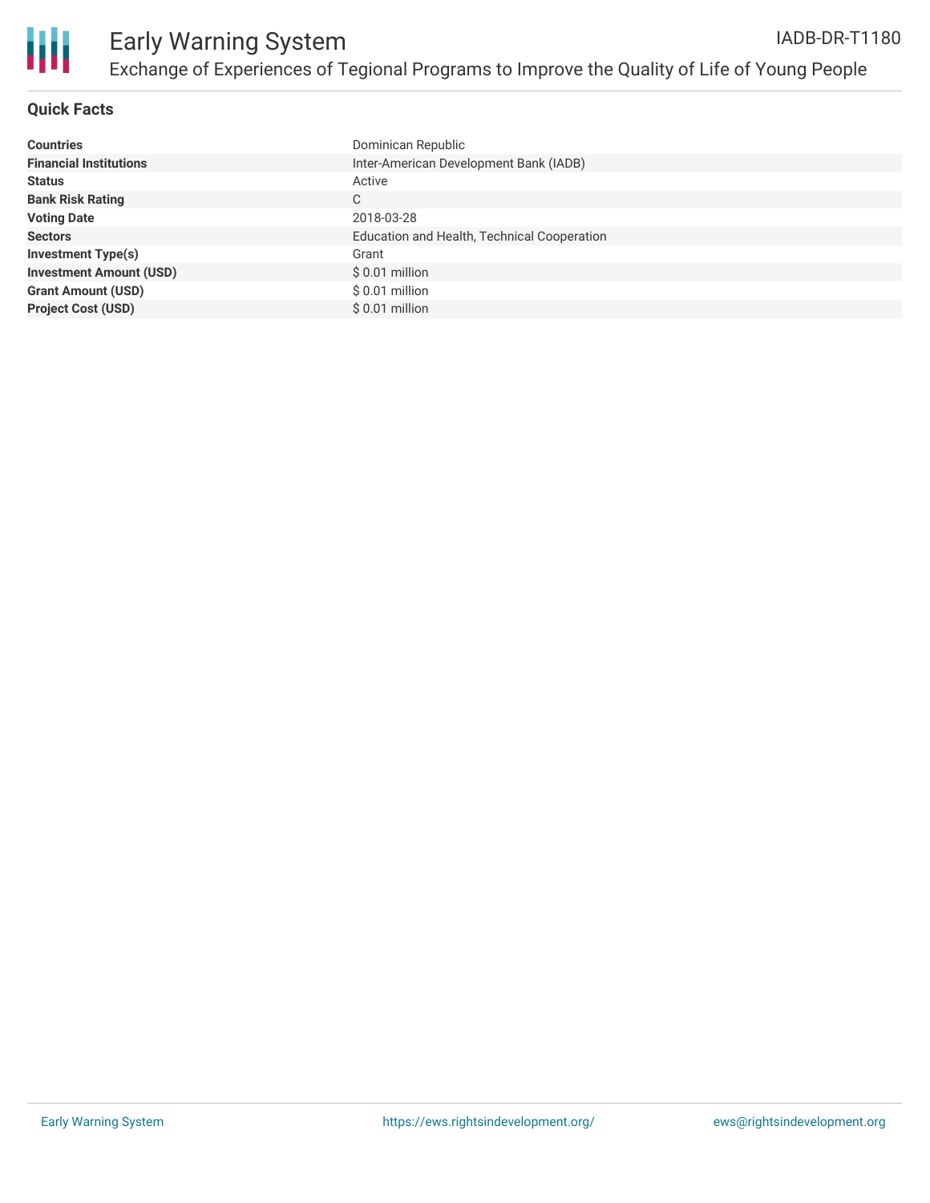# Early Warning System

IADB-DR-T1180

Exchange of Experiences of Tegional Programs to Improve the Quality of Life of Young People

## Quick Facts

| | |
|---|---|
| **Countries** | Dominican Republic |
| **Financial Institutions** | Inter-American Development Bank (IADB) |
| **Status** | Active |
| **Bank Risk Rating** | C |
| **Voting Date** | 2018-03-28 |
| **Sectors** | Education and Health, Technical Cooperation |
| **Investment Type(s)** | Grant |
| **Investment Amount (USD)** | $ 0.01 million |
| **Grant Amount (USD)** | $ 0.01 million |
| **Project Cost (USD)** | $ 0.01 million |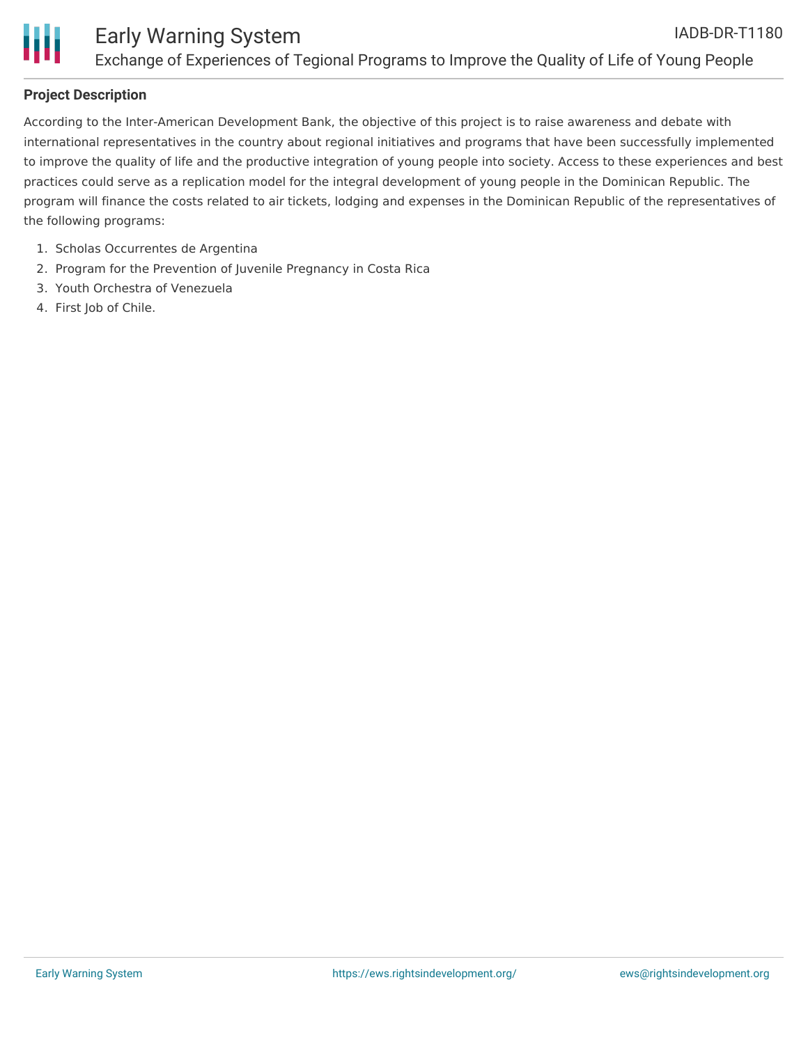## Project Description

According to the Inter-American Development Bank, the objective of this project is to raise awareness and debate with international representatives in the country about regional initiatives and programs that have been successfully implemented to improve the quality of life and the productive integration of young people into society. Access to these experiences and best practices could serve as a replication model for the integral development of young people in the Dominican Republic. The program will finance the costs related to air tickets, lodging and expenses in the Dominican Republic of the representatives of the following programs:

1. Scholas Occurrentes de Argentina
2. Program for the Prevention of Juvenile Pregnancy in Costa Rica
3. Youth Orchestra of Venezuela
4. First Job of Chile.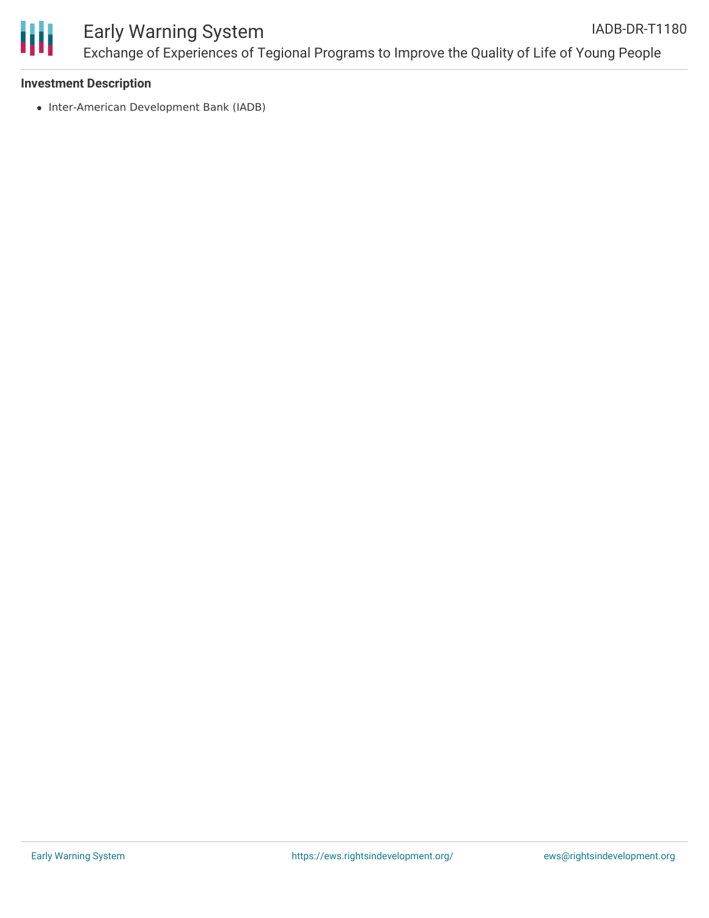**Investment Description**

- Inter-American Development Bank (IADB)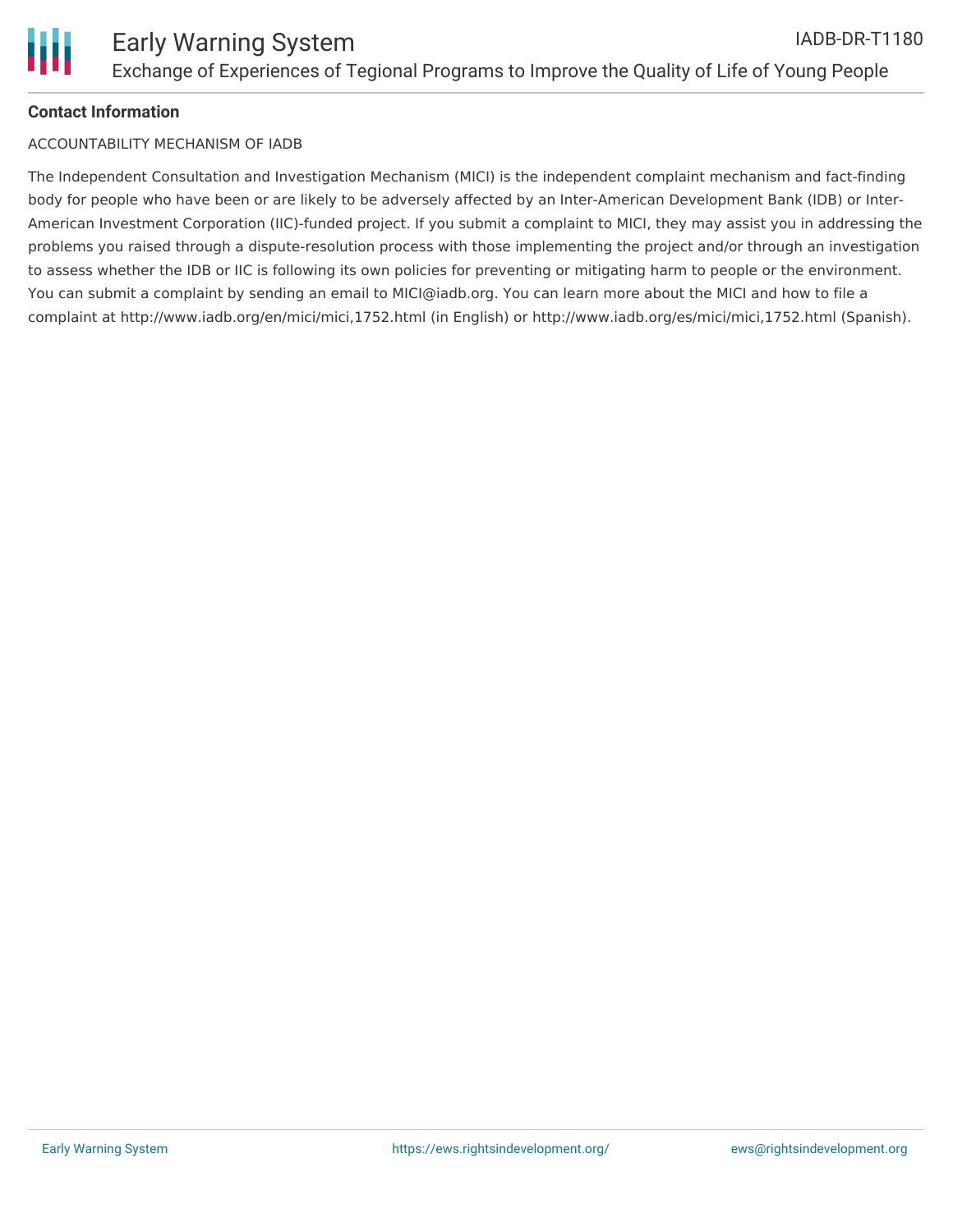**Contact Information**

ACCOUNTABILITY MECHANISM OF IADB

The Independent Consultation and Investigation Mechanism (MICI) is the independent complaint mechanism and fact-finding body for people who have been or are likely to be adversely affected by an Inter-American Development Bank (IDB) or Inter-American Investment Corporation (IIC)-funded project. If you submit a complaint to MICI, they may assist you in addressing the problems you raised through a dispute-resolution process with those implementing the project and/or through an investigation to assess whether the IDB or IIC is following its own policies for preventing or mitigating harm to people or the environment. You can submit a complaint by sending an email to MICI@iadb.org. You can learn more about the MICI and how to file a complaint at http://www.iadb.org/en/mici/mici,1752.html (in English) or http://www.iadb.org/es/mici/mici,1752.html (Spanish).